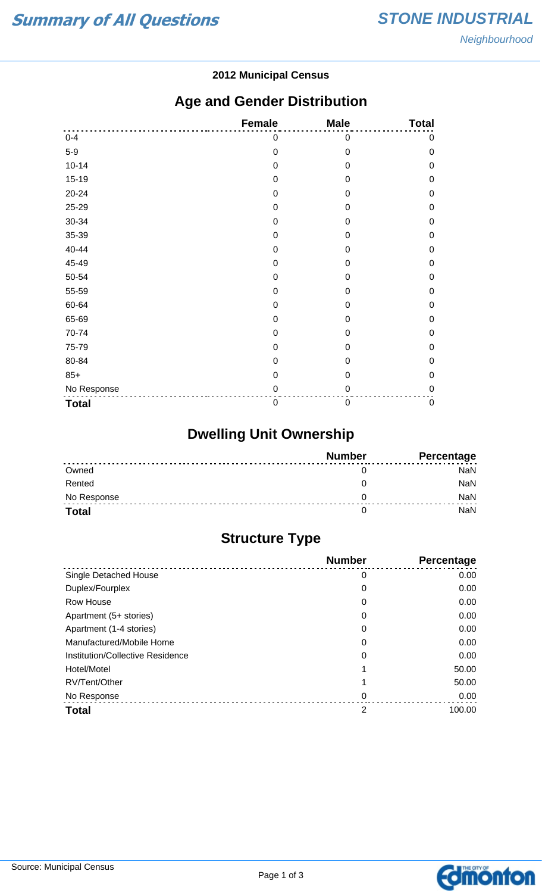# Summary of All Questions

## STONE INDUSTRIAL

*Neighbourhood*

**2012 Municipal Census**

## Age and Gender Distribution

| | Female | Male | Total |
|---|---|---|---|
| 0-4 | 0 | 0 | 0 |
| 5-9 | 0 | 0 | 0 |
| 10-14 | 0 | 0 | 0 |
| 15-19 | 0 | 0 | 0 |
| 20-24 | 0 | 0 | 0 |
| 25-29 | 0 | 0 | 0 |
| 30-34 | 0 | 0 | 0 |
| 35-39 | 0 | 0 | 0 |
| 40-44 | 0 | 0 | 0 |
| 45-49 | 0 | 0 | 0 |
| 50-54 | 0 | 0 | 0 |
| 55-59 | 0 | 0 | 0 |
| 60-64 | 0 | 0 | 0 |
| 65-69 | 0 | 0 | 0 |
| 70-74 | 0 | 0 | 0 |
| 75-79 | 0 | 0 | 0 |
| 80-84 | 0 | 0 | 0 |
| 85+ | 0 | 0 | 0 |
| No Response | 0 | 0 | 0 |
| **Total** | 0 | 0 | 0 |

## Dwelling Unit Ownership

| | Number | Percentage |
|---|---|---|
| Owned | 0 | NaN |
| Rented | 0 | NaN |
| No Response | 0 | NaN |
| **Total** | 0 | NaN |

## Structure Type

| | Number | Percentage |
|---|---|---|
| Single Detached House | 0 | 0.00 |
| Duplex/Fourplex | 0 | 0.00 |
| Row House | 0 | 0.00 |
| Apartment (5+ stories) | 0 | 0.00 |
| Apartment (1-4 stories) | 0 | 0.00 |
| Manufactured/Mobile Home | 0 | 0.00 |
| Institution/Collective Residence | 0 | 0.00 |
| Hotel/Motel | 1 | 50.00 |
| RV/Tent/Other | 1 | 50.00 |
| No Response | 0 | 0.00 |
| **Total** | 2 | 100.00 |

Source: Municipal Census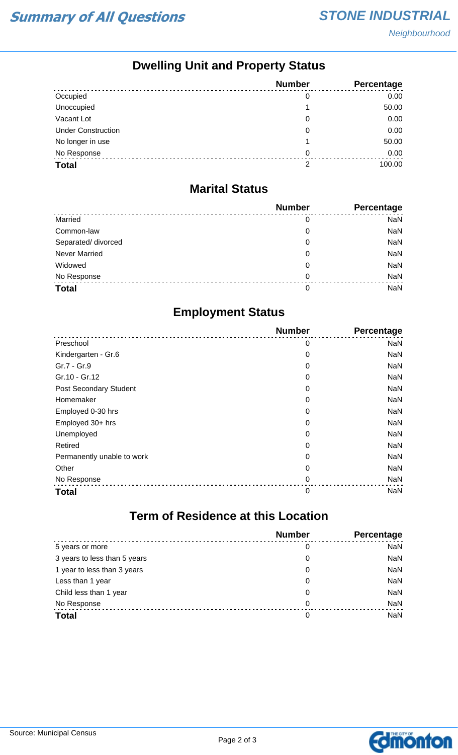# Summary of All Questions

**STONE INDUSTRIAL**
*Neighbourhood*

## Dwelling Unit and Property Status

| | Number | Percentage |
|---|---|---|
| Occupied | 0 | 0.00 |
| Unoccupied | 1 | 50.00 |
| Vacant Lot | 0 | 0.00 |
| Under Construction | 0 | 0.00 |
| No longer in use | 1 | 50.00 |
| No Response | 0 | 0.00 |
| **Total** | 2 | 100.00 |

## Marital Status

| | Number | Percentage |
|---|---|---|
| Married | 0 | NaN |
| Common-law | 0 | NaN |
| Separated/ divorced | 0 | NaN |
| Never Married | 0 | NaN |
| Widowed | 0 | NaN |
| No Response | 0 | NaN |
| **Total** | 0 | NaN |

## Employment Status

| | Number | Percentage |
|---|---|---|
| Preschool | 0 | NaN |
| Kindergarten - Gr.6 | 0 | NaN |
| Gr.7 - Gr.9 | 0 | NaN |
| Gr.10 - Gr.12 | 0 | NaN |
| Post Secondary Student | 0 | NaN |
| Homemaker | 0 | NaN |
| Employed 0-30 hrs | 0 | NaN |
| Employed 30+ hrs | 0 | NaN |
| Unemployed | 0 | NaN |
| Retired | 0 | NaN |
| Permanently unable to work | 0 | NaN |
| Other | 0 | NaN |
| No Response | 0 | NaN |
| **Total** | 0 | NaN |

## Term of Residence at this Location

| | Number | Percentage |
|---|---|---|
| 5 years or more | 0 | NaN |
| 3 years to less than 5 years | 0 | NaN |
| 1 year to less than 3 years | 0 | NaN |
| Less than 1 year | 0 | NaN |
| Child less than 1 year | 0 | NaN |
| No Response | 0 | NaN |
| **Total** | 0 | NaN |

Source: Municipal Census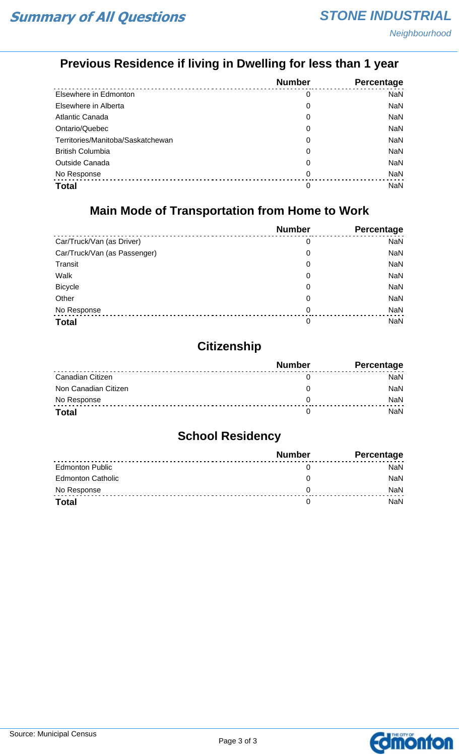# Previous Residence if living in Dwelling for less than 1 year

| | Number | Percentage |
|---|---|---|
| Elsewhere in Edmonton | 0 | NaN |
| Elsewhere in Alberta | 0 | NaN |
| Atlantic Canada | 0 | NaN |
| Ontario/Quebec | 0 | NaN |
| Territories/Manitoba/Saskatchewan | 0 | NaN |
| British Columbia | 0 | NaN |
| Outside Canada | 0 | NaN |
| No Response | 0 | NaN |
| **Total** | 0 | NaN |

# Main Mode of Transportation from Home to Work

| | Number | Percentage |
|---|---|---|
| Car/Truck/Van (as Driver) | 0 | NaN |
| Car/Truck/Van (as Passenger) | 0 | NaN |
| Transit | 0 | NaN |
| Walk | 0 | NaN |
| Bicycle | 0 | NaN |
| Other | 0 | NaN |
| No Response | 0 | NaN |
| **Total** | 0 | NaN |

# Citizenship

| | Number | Percentage |
|---|---|---|
| Canadian Citizen | 0 | NaN |
| Non Canadian Citizen | 0 | NaN |
| No Response | 0 | NaN |
| **Total** | 0 | NaN |

# School Residency

| | Number | Percentage |
|---|---|---|
| Edmonton Public | 0 | NaN |
| Edmonton Catholic | 0 | NaN |
| No Response | 0 | NaN |
| **Total** | 0 | NaN |

Source: Municipal Census